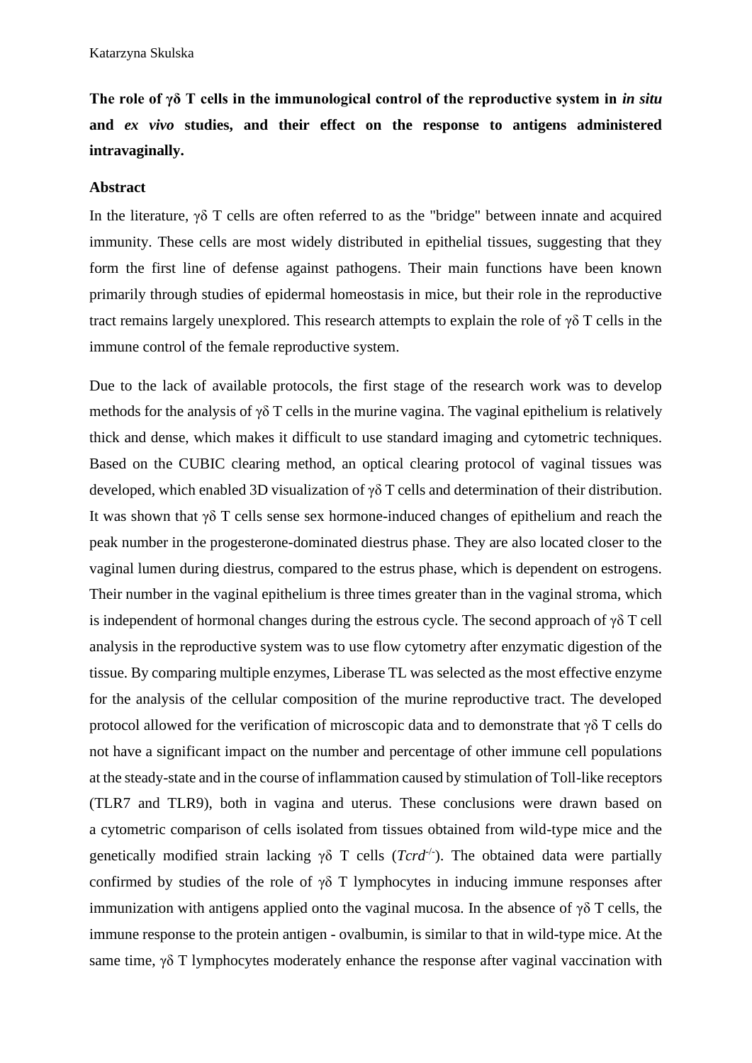Katarzyna Skulska

**The role of γδ T cells in the immunological control of the reproductive system in *in situ* and *ex vivo* studies, and their effect on the response to antigens administered intravaginally.**

**Abstract**

In the literature, γδ T cells are often referred to as the "bridge" between innate and acquired immunity. These cells are most widely distributed in epithelial tissues, suggesting that they form the first line of defense against pathogens. Their main functions have been known primarily through studies of epidermal homeostasis in mice, but their role in the reproductive tract remains largely unexplored. This research attempts to explain the role of γδ T cells in the immune control of the female reproductive system.

Due to the lack of available protocols, the first stage of the research work was to develop methods for the analysis of γδ T cells in the murine vagina. The vaginal epithelium is relatively thick and dense, which makes it difficult to use standard imaging and cytometric techniques. Based on the CUBIC clearing method, an optical clearing protocol of vaginal tissues was developed, which enabled 3D visualization of γδ T cells and determination of their distribution. It was shown that γδ T cells sense sex hormone-induced changes of epithelium and reach the peak number in the progesterone-dominated diestrus phase. They are also located closer to the vaginal lumen during diestrus, compared to the estrus phase, which is dependent on estrogens. Their number in the vaginal epithelium is three times greater than in the vaginal stroma, which is independent of hormonal changes during the estrous cycle. The second approach of γδ T cell analysis in the reproductive system was to use flow cytometry after enzymatic digestion of the tissue. By comparing multiple enzymes, Liberase TL was selected as the most effective enzyme for the analysis of the cellular composition of the murine reproductive tract. The developed protocol allowed for the verification of microscopic data and to demonstrate that γδ T cells do not have a significant impact on the number and percentage of other immune cell populations at the steady-state and in the course of inflammation caused by stimulation of Toll-like receptors (TLR7 and TLR9), both in vagina and uterus. These conclusions were drawn based on a cytometric comparison of cells isolated from tissues obtained from wild-type mice and the genetically modified strain lacking γδ T cells (*Tcrd*$^{-/-}$). The obtained data were partially confirmed by studies of the role of γδ T lymphocytes in inducing immune responses after immunization with antigens applied onto the vaginal mucosa. In the absence of γδ T cells, the immune response to the protein antigen - ovalbumin, is similar to that in wild-type mice. At the same time, γδ T lymphocytes moderately enhance the response after vaginal vaccination with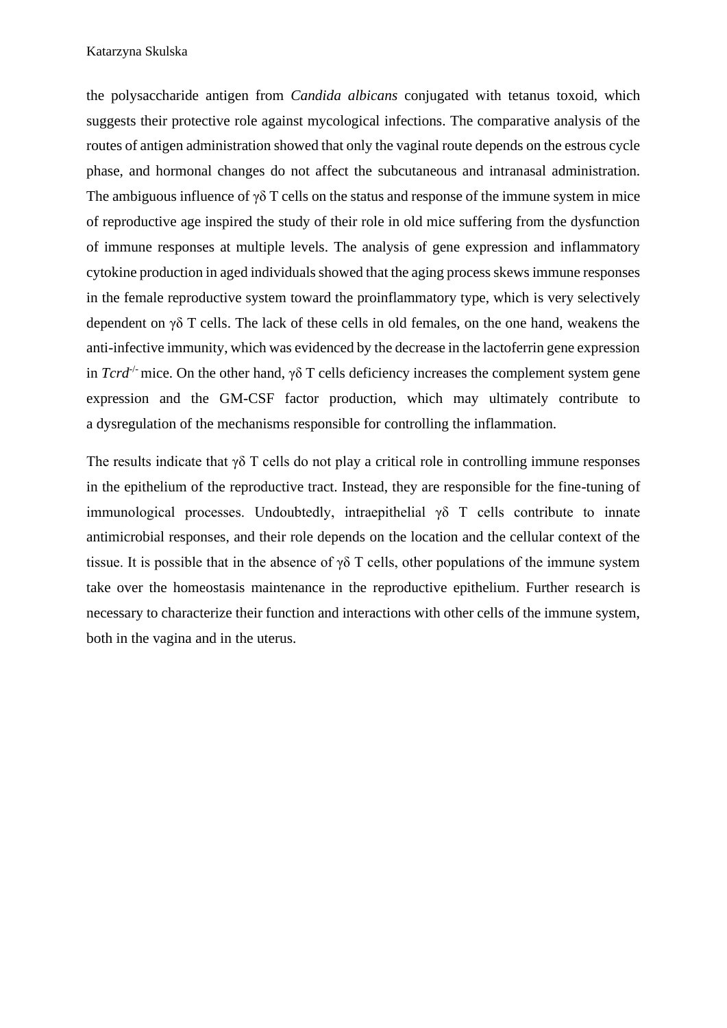the polysaccharide antigen from *Candida albicans* conjugated with tetanus toxoid, which suggests their protective role against mycological infections. The comparative analysis of the routes of antigen administration showed that only the vaginal route depends on the estrous cycle phase, and hormonal changes do not affect the subcutaneous and intranasal administration. The ambiguous influence of γδ T cells on the status and response of the immune system in mice of reproductive age inspired the study of their role in old mice suffering from the dysfunction of immune responses at multiple levels. The analysis of gene expression and inflammatory cytokine production in aged individuals showed that the aging process skews immune responses in the female reproductive system toward the proinflammatory type, which is very selectively dependent on γδ T cells. The lack of these cells in old females, on the one hand, weakens the anti-infective immunity, which was evidenced by the decrease in the lactoferrin gene expression in *Tcrd*$^{-/-}$ mice. On the other hand, γδ T cells deficiency increases the complement system gene expression and the GM-CSF factor production, which may ultimately contribute to a dysregulation of the mechanisms responsible for controlling the inflammation.

The results indicate that γδ T cells do not play a critical role in controlling immune responses in the epithelium of the reproductive tract. Instead, they are responsible for the fine-tuning of immunological processes. Undoubtedly, intraepithelial γδ T cells contribute to innate antimicrobial responses, and their role depends on the location and the cellular context of the tissue. It is possible that in the absence of γδ T cells, other populations of the immune system take over the homeostasis maintenance in the reproductive epithelium. Further research is necessary to characterize their function and interactions with other cells of the immune system, both in the vagina and in the uterus.